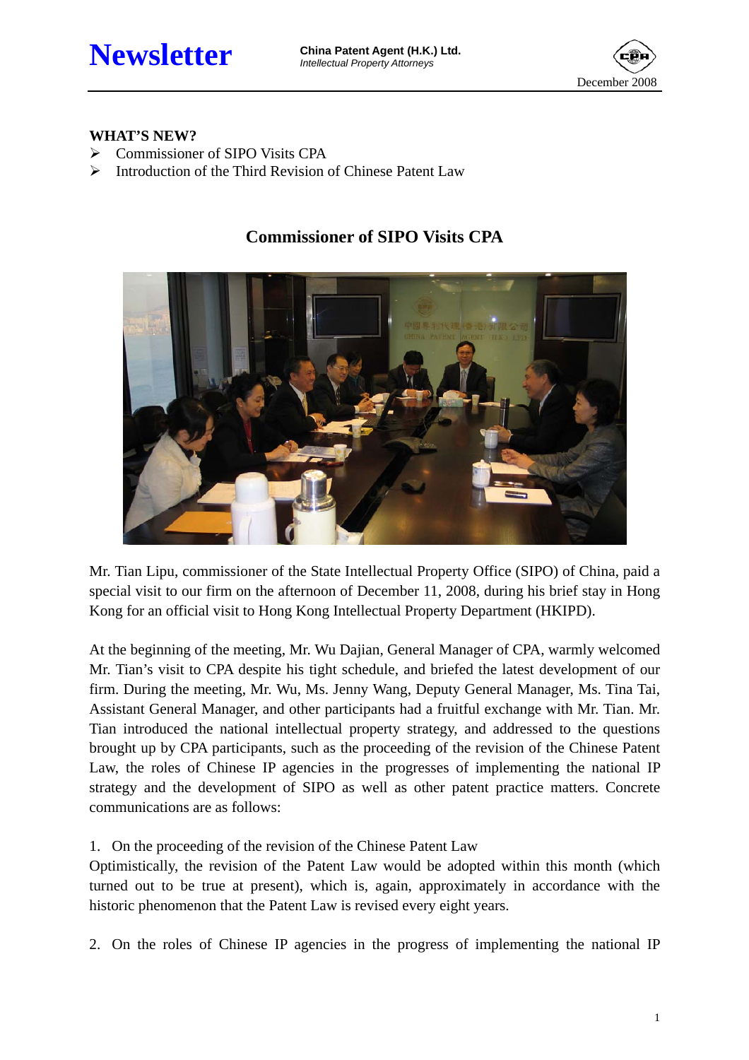# Newsletter

**China Patent Agent (H.K.) Ltd.**
*Intellectual Property Attorneys*

December 2008

**WHAT'S NEW?**

- Commissioner of SIPO Visits CPA
- Introduction of the Third Revision of Chinese Patent Law

## Commissioner of SIPO Visits CPA

Mr. Tian Lipu, commissioner of the State Intellectual Property Office (SIPO) of China, paid a special visit to our firm on the afternoon of December 11, 2008, during his brief stay in Hong Kong for an official visit to Hong Kong Intellectual Property Department (HKIPD).

At the beginning of the meeting, Mr. Wu Dajian, General Manager of CPA, warmly welcomed Mr. Tian's visit to CPA despite his tight schedule, and briefed the latest development of our firm. During the meeting, Mr. Wu, Ms. Jenny Wang, Deputy General Manager, Ms. Tina Tai, Assistant General Manager, and other participants had a fruitful exchange with Mr. Tian. Mr. Tian introduced the national intellectual property strategy, and addressed to the questions brought up by CPA participants, such as the proceeding of the revision of the Chinese Patent Law, the roles of Chinese IP agencies in the progresses of implementing the national IP strategy and the development of SIPO as well as other patent practice matters. Concrete communications are as follows:

1. On the proceeding of the revision of the Chinese Patent Law

Optimistically, the revision of the Patent Law would be adopted within this month (which turned out to be true at present), which is, again, approximately in accordance with the historic phenomenon that the Patent Law is revised every eight years.

2. On the roles of Chinese IP agencies in the progress of implementing the national IP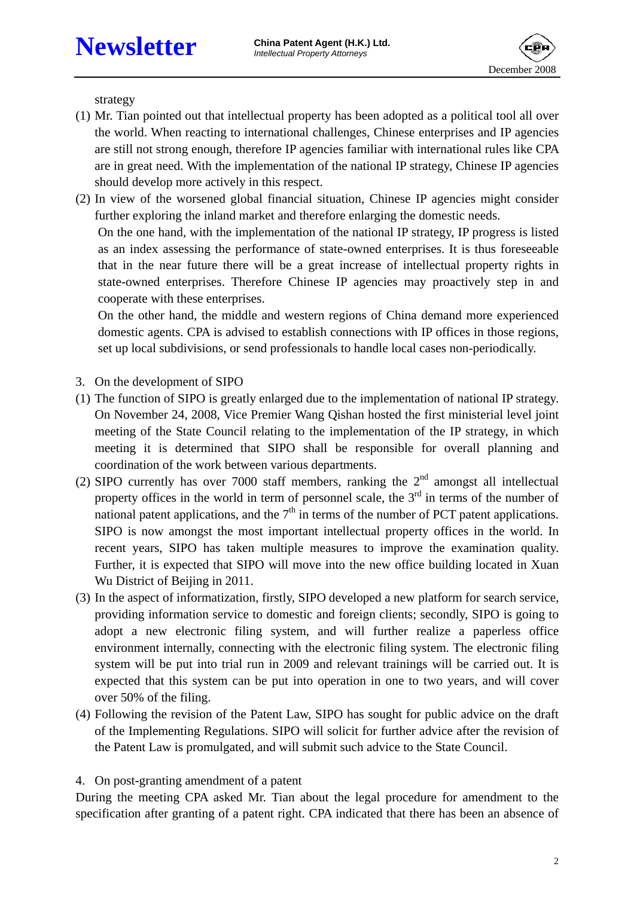strategy

(1) Mr. Tian pointed out that intellectual property has been adopted as a political tool all over the world. When reacting to international challenges, Chinese enterprises and IP agencies are still not strong enough, therefore IP agencies familiar with international rules like CPA are in great need. With the implementation of the national IP strategy, Chinese IP agencies should develop more actively in this respect.

(2) In view of the worsened global financial situation, Chinese IP agencies might consider further exploring the inland market and therefore enlarging the domestic needs.

On the one hand, with the implementation of the national IP strategy, IP progress is listed as an index assessing the performance of state-owned enterprises. It is thus foreseeable that in the near future there will be a great increase of intellectual property rights in state-owned enterprises. Therefore Chinese IP agencies may proactively step in and cooperate with these enterprises.

On the other hand, the middle and western regions of China demand more experienced domestic agents. CPA is advised to establish connections with IP offices in those regions, set up local subdivisions, or send professionals to handle local cases non-periodically.

3. On the development of SIPO

(1) The function of SIPO is greatly enlarged due to the implementation of national IP strategy. On November 24, 2008, Vice Premier Wang Qishan hosted the first ministerial level joint meeting of the State Council relating to the implementation of the IP strategy, in which meeting it is determined that SIPO shall be responsible for overall planning and coordination of the work between various departments.

(2) SIPO currently has over 7000 staff members, ranking the 2nd amongst all intellectual property offices in the world in term of personnel scale, the 3rd in terms of the number of national patent applications, and the 7th in terms of the number of PCT patent applications. SIPO is now amongst the most important intellectual property offices in the world. In recent years, SIPO has taken multiple measures to improve the examination quality. Further, it is expected that SIPO will move into the new office building located in Xuan Wu District of Beijing in 2011.

(3) In the aspect of informatization, firstly, SIPO developed a new platform for search service, providing information service to domestic and foreign clients; secondly, SIPO is going to adopt a new electronic filing system, and will further realize a paperless office environment internally, connecting with the electronic filing system. The electronic filing system will be put into trial run in 2009 and relevant trainings will be carried out. It is expected that this system can be put into operation in one to two years, and will cover over 50% of the filing.

(4) Following the revision of the Patent Law, SIPO has sought for public advice on the draft of the Implementing Regulations. SIPO will solicit for further advice after the revision of the Patent Law is promulgated, and will submit such advice to the State Council.

4. On post-granting amendment of a patent

During the meeting CPA asked Mr. Tian about the legal procedure for amendment to the specification after granting of a patent right. CPA indicated that there has been an absence of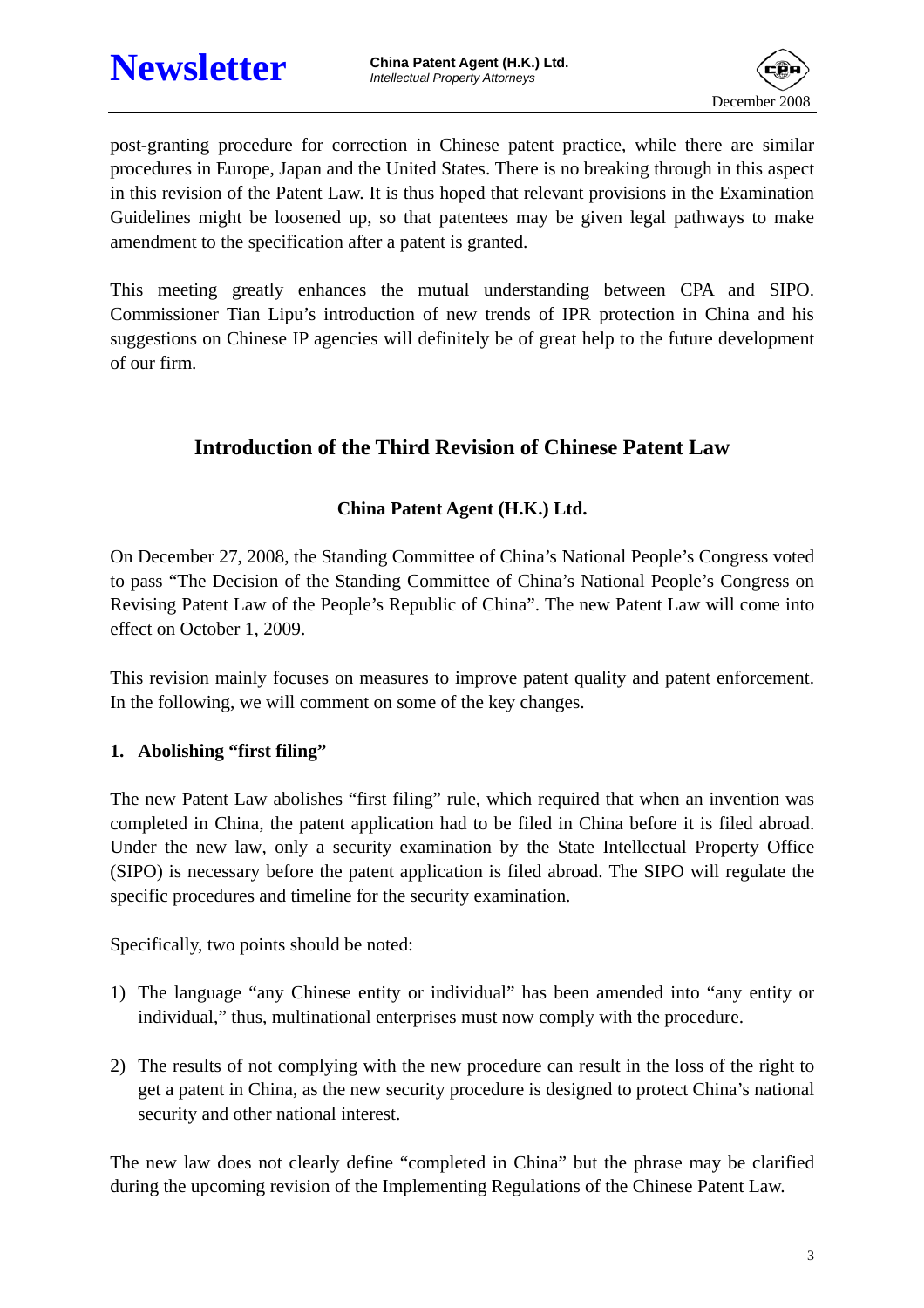post-granting procedure for correction in Chinese patent practice, while there are similar procedures in Europe, Japan and the United States. There is no breaking through in this aspect in this revision of the Patent Law. It is thus hoped that relevant provisions in the Examination Guidelines might be loosened up, so that patentees may be given legal pathways to make amendment to the specification after a patent is granted.

This meeting greatly enhances the mutual understanding between CPA and SIPO. Commissioner Tian Lipu's introduction of new trends of IPR protection in China and his suggestions on Chinese IP agencies will definitely be of great help to the future development of our firm.

## Introduction of the Third Revision of Chinese Patent Law

**China Patent Agent (H.K.) Ltd.**

On December 27, 2008, the Standing Committee of China's National People's Congress voted to pass "The Decision of the Standing Committee of China's National People's Congress on Revising Patent Law of the People's Republic of China". The new Patent Law will come into effect on October 1, 2009.

This revision mainly focuses on measures to improve patent quality and patent enforcement. In the following, we will comment on some of the key changes.

### 1. Abolishing "first filing"

The new Patent Law abolishes "first filing" rule, which required that when an invention was completed in China, the patent application had to be filed in China before it is filed abroad. Under the new law, only a security examination by the State Intellectual Property Office (SIPO) is necessary before the patent application is filed abroad. The SIPO will regulate the specific procedures and timeline for the security examination.

Specifically, two points should be noted:

1) The language "any Chinese entity or individual" has been amended into "any entity or individual," thus, multinational enterprises must now comply with the procedure.

2) The results of not complying with the new procedure can result in the loss of the right to get a patent in China, as the new security procedure is designed to protect China's national security and other national interest.

The new law does not clearly define "completed in China" but the phrase may be clarified during the upcoming revision of the Implementing Regulations of the Chinese Patent Law.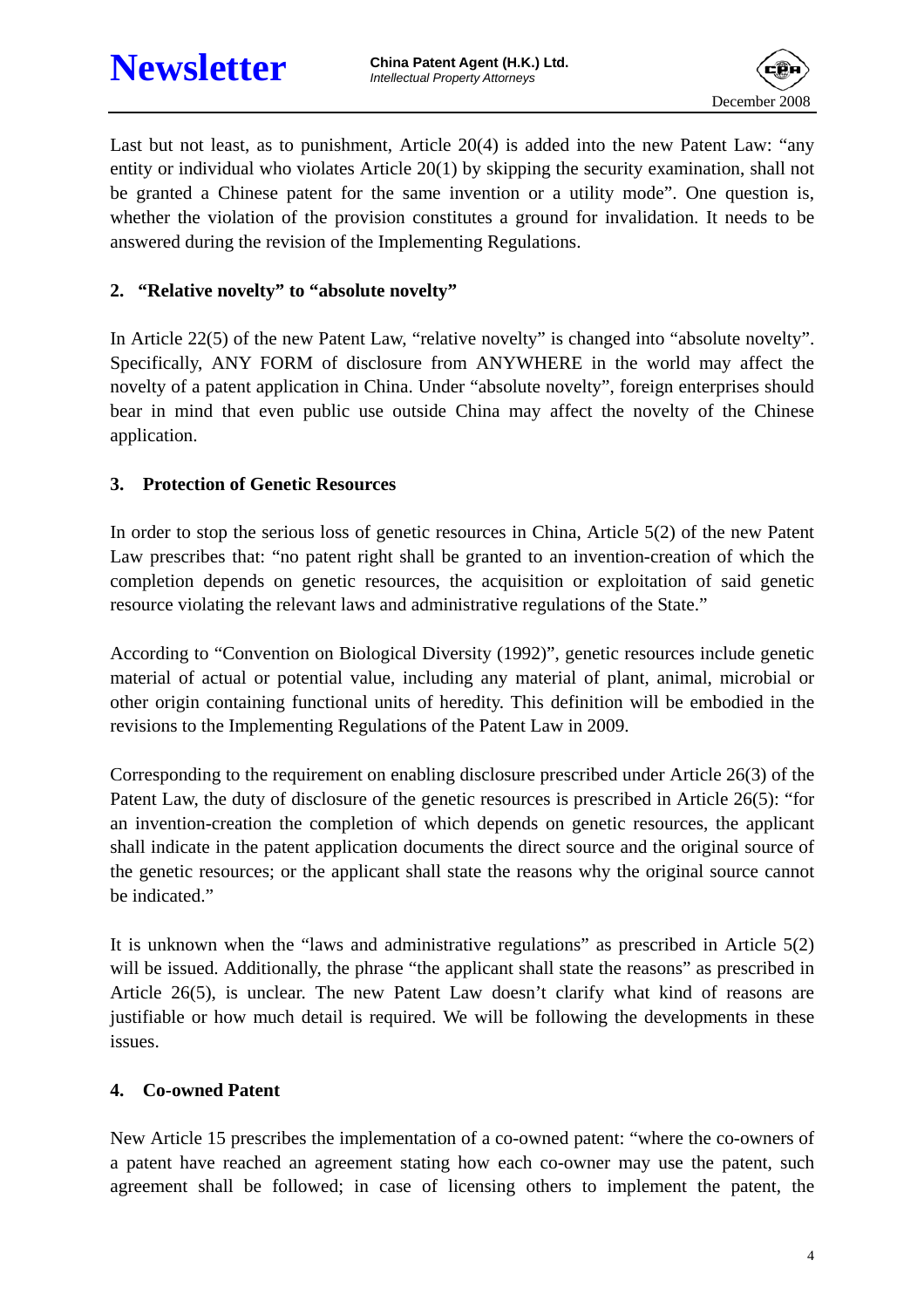Last but not least, as to punishment, Article 20(4) is added into the new Patent Law: "any entity or individual who violates Article 20(1) by skipping the security examination, shall not be granted a Chinese patent for the same invention or a utility mode". One question is, whether the violation of the provision constitutes a ground for invalidation. It needs to be answered during the revision of the Implementing Regulations.

## 2. "Relative novelty" to "absolute novelty"

In Article 22(5) of the new Patent Law, "relative novelty" is changed into "absolute novelty". Specifically, ANY FORM of disclosure from ANYWHERE in the world may affect the novelty of a patent application in China. Under "absolute novelty", foreign enterprises should bear in mind that even public use outside China may affect the novelty of the Chinese application.

## 3. Protection of Genetic Resources

In order to stop the serious loss of genetic resources in China, Article 5(2) of the new Patent Law prescribes that: "no patent right shall be granted to an invention-creation of which the completion depends on genetic resources, the acquisition or exploitation of said genetic resource violating the relevant laws and administrative regulations of the State."

According to "Convention on Biological Diversity (1992)", genetic resources include genetic material of actual or potential value, including any material of plant, animal, microbial or other origin containing functional units of heredity. This definition will be embodied in the revisions to the Implementing Regulations of the Patent Law in 2009.

Corresponding to the requirement on enabling disclosure prescribed under Article 26(3) of the Patent Law, the duty of disclosure of the genetic resources is prescribed in Article 26(5): "for an invention-creation the completion of which depends on genetic resources, the applicant shall indicate in the patent application documents the direct source and the original source of the genetic resources; or the applicant shall state the reasons why the original source cannot be indicated."

It is unknown when the "laws and administrative regulations" as prescribed in Article 5(2) will be issued. Additionally, the phrase "the applicant shall state the reasons" as prescribed in Article 26(5), is unclear. The new Patent Law doesn't clarify what kind of reasons are justifiable or how much detail is required. We will be following the developments in these issues.

## 4. Co-owned Patent

New Article 15 prescribes the implementation of a co-owned patent: "where the co-owners of a patent have reached an agreement stating how each co-owner may use the patent, such agreement shall be followed; in case of licensing others to implement the patent, the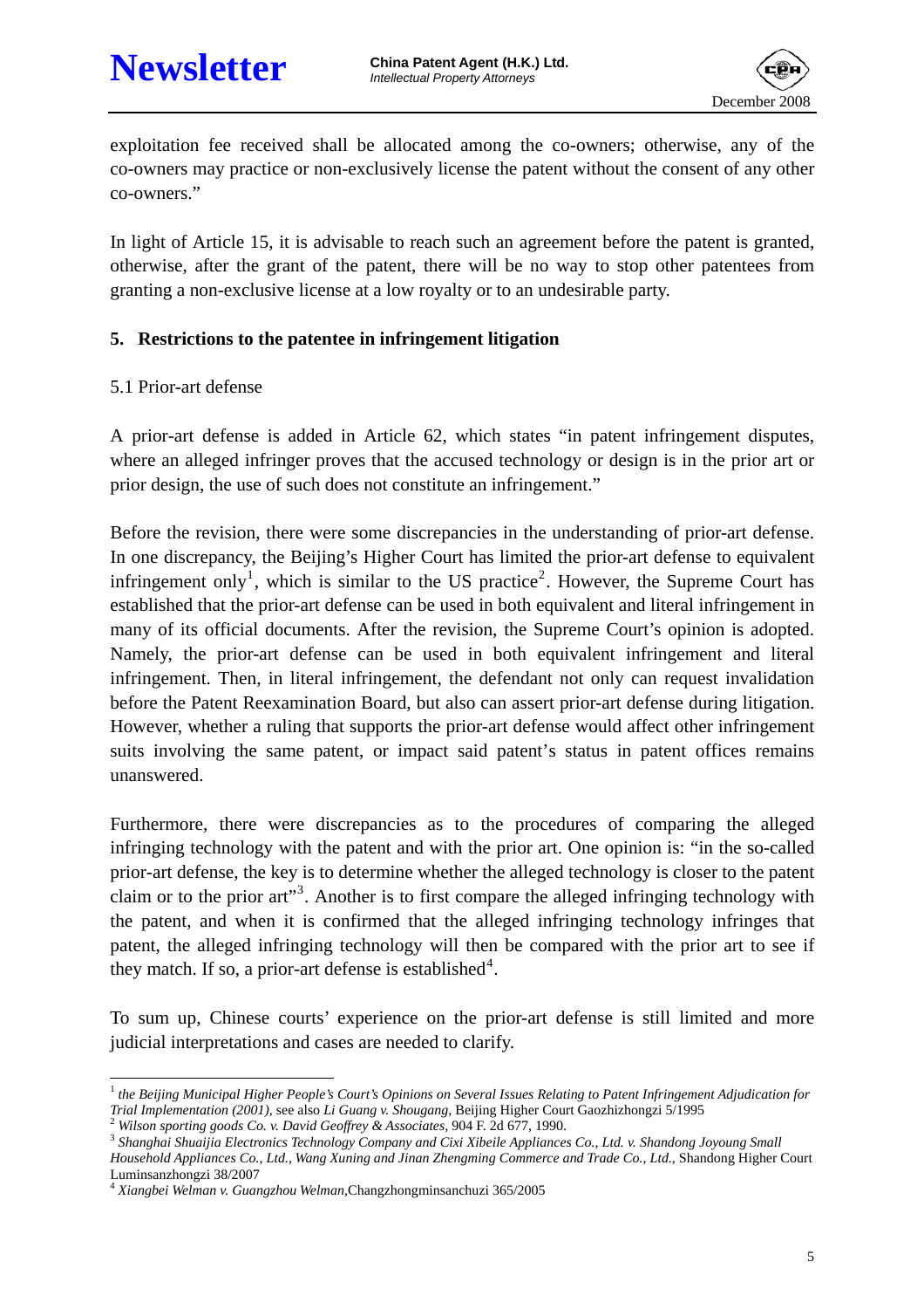exploitation fee received shall be allocated among the co-owners; otherwise, any of the co-owners may practice or non-exclusively license the patent without the consent of any other co-owners."

In light of Article 15, it is advisable to reach such an agreement before the patent is granted, otherwise, after the grant of the patent, there will be no way to stop other patentees from granting a non-exclusive license at a low royalty or to an undesirable party.

## 5. Restrictions to the patentee in infringement litigation

### 5.1 Prior-art defense

A prior-art defense is added in Article 62, which states "in patent infringement disputes, where an alleged infringer proves that the accused technology or design is in the prior art or prior design, the use of such does not constitute an infringement."

Before the revision, there were some discrepancies in the understanding of prior-art defense. In one discrepancy, the Beijing's Higher Court has limited the prior-art defense to equivalent infringement only[1], which is similar to the US practice[2]. However, the Supreme Court has established that the prior-art defense can be used in both equivalent and literal infringement in many of its official documents. After the revision, the Supreme Court's opinion is adopted. Namely, the prior-art defense can be used in both equivalent infringement and literal infringement. Then, in literal infringement, the defendant not only can request invalidation before the Patent Reexamination Board, but also can assert prior-art defense during litigation. However, whether a ruling that supports the prior-art defense would affect other infringement suits involving the same patent, or impact said patent's status in patent offices remains unanswered.

Furthermore, there were discrepancies as to the procedures of comparing the alleged infringing technology with the patent and with the prior art. One opinion is: "in the so-called prior-art defense, the key is to determine whether the alleged technology is closer to the patent claim or to the prior art"[3]. Another is to first compare the alleged infringing technology with the patent, and when it is confirmed that the alleged infringing technology infringes that patent, the alleged infringing technology will then be compared with the prior art to see if they match. If so, a prior-art defense is established[4].

To sum up, Chinese courts' experience on the prior-art defense is still limited and more judicial interpretations and cases are needed to clarify.

---

[1] *the Beijing Municipal Higher People's Court's Opinions on Several Issues Relating to Patent Infringement Adjudication for Trial Implementation (2001)*, see also *Li Guang v. Shougang*, Beijing Higher Court Gaozhizhongzi 5/1995

[2] *Wilson sporting goods Co. v. David Geoffrey & Associates*, 904 F. 2d 677, 1990.

[3] *Shanghai Shuaijia Electronics Technology Company and Cixi Xibeile Appliances Co., Ltd. v. Shandong Joyoung Small Household Appliances Co., Ltd., Wang Xuning and Jinan Zhengming Commerce and Trade Co., Ltd.*, Shandong Higher Court Luminsanzhongzi 38/2007

[4] *Xiangbei Welman v. Guangzhou Welman*, Changzhongminsanchuzi 365/2005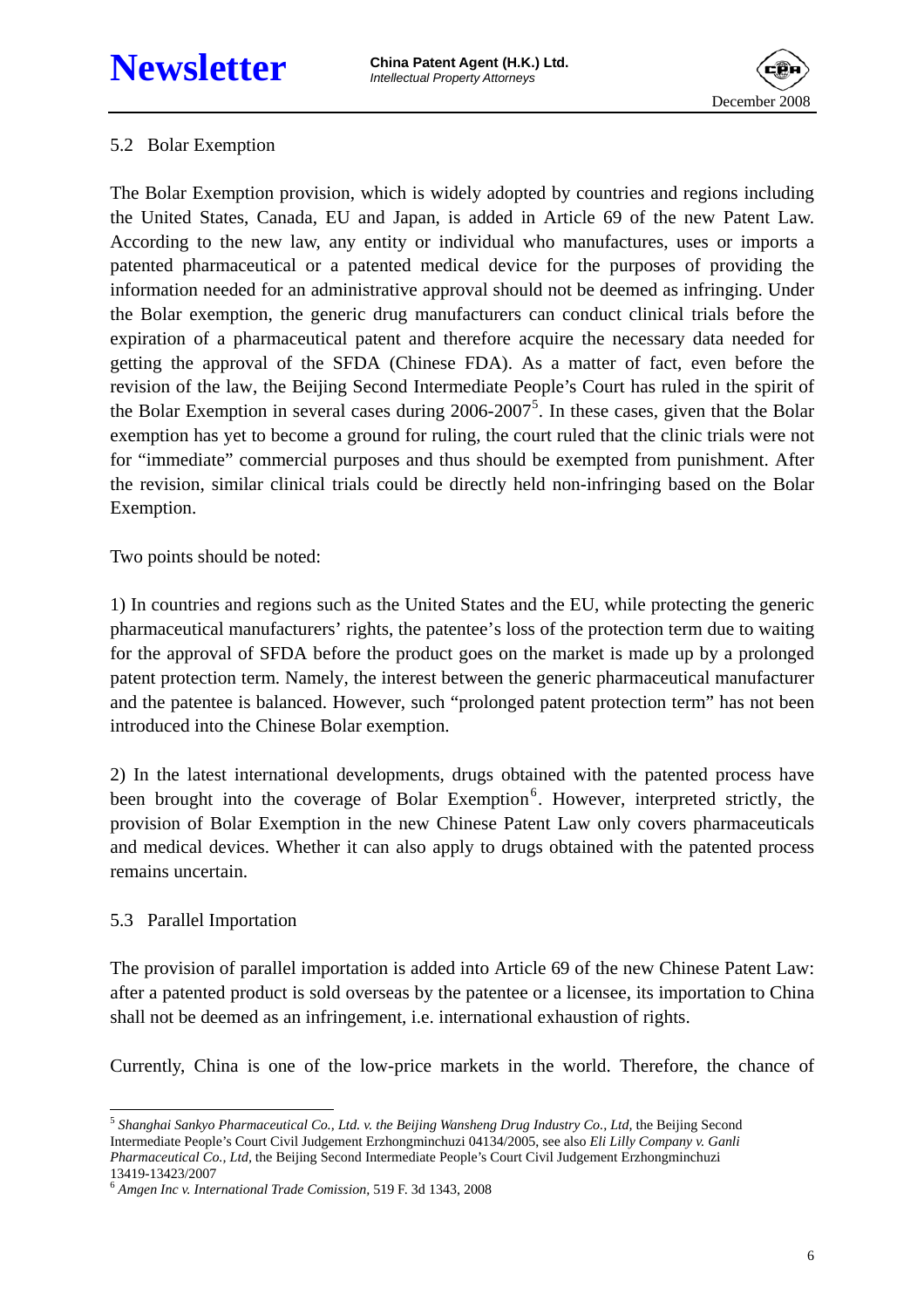## 5.2 Bolar Exemption

The Bolar Exemption provision, which is widely adopted by countries and regions including the United States, Canada, EU and Japan, is added in Article 69 of the new Patent Law. According to the new law, any entity or individual who manufactures, uses or imports a patented pharmaceutical or a patented medical device for the purposes of providing the information needed for an administrative approval should not be deemed as infringing. Under the Bolar exemption, the generic drug manufacturers can conduct clinical trials before the expiration of a pharmaceutical patent and therefore acquire the necessary data needed for getting the approval of the SFDA (Chinese FDA). As a matter of fact, even before the revision of the law, the Beijing Second Intermediate People's Court has ruled in the spirit of the Bolar Exemption in several cases during 2006-2007[5]. In these cases, given that the Bolar exemption has yet to become a ground for ruling, the court ruled that the clinic trials were not for "immediate" commercial purposes and thus should be exempted from punishment. After the revision, similar clinical trials could be directly held non-infringing based on the Bolar Exemption.

Two points should be noted:

1) In countries and regions such as the United States and the EU, while protecting the generic pharmaceutical manufacturers' rights, the patentee's loss of the protection term due to waiting for the approval of SFDA before the product goes on the market is made up by a prolonged patent protection term. Namely, the interest between the generic pharmaceutical manufacturer and the patentee is balanced. However, such "prolonged patent protection term" has not been introduced into the Chinese Bolar exemption.

2) In the latest international developments, drugs obtained with the patented process have been brought into the coverage of Bolar Exemption[6]. However, interpreted strictly, the provision of Bolar Exemption in the new Chinese Patent Law only covers pharmaceuticals and medical devices. Whether it can also apply to drugs obtained with the patented process remains uncertain.

## 5.3 Parallel Importation

The provision of parallel importation is added into Article 69 of the new Chinese Patent Law: after a patented product is sold overseas by the patentee or a licensee, its importation to China shall not be deemed as an infringement, i.e. international exhaustion of rights.

Currently, China is one of the low-price markets in the world. Therefore, the chance of

---

[5] *Shanghai Sankyo Pharmaceutical Co., Ltd. v. the Beijing Wansheng Drug Industry Co., Ltd,* the Beijing Second Intermediate People's Court Civil Judgement Erzhongminchuzi 04134/2005, see also *Eli Lilly Company v. Ganli Pharmaceutical Co., Ltd,* the Beijing Second Intermediate People's Court Civil Judgement Erzhongminchuzi 13419-13423/2007

[6] *Amgen Inc v. International Trade Comission,* 519 F. 3d 1343, 2008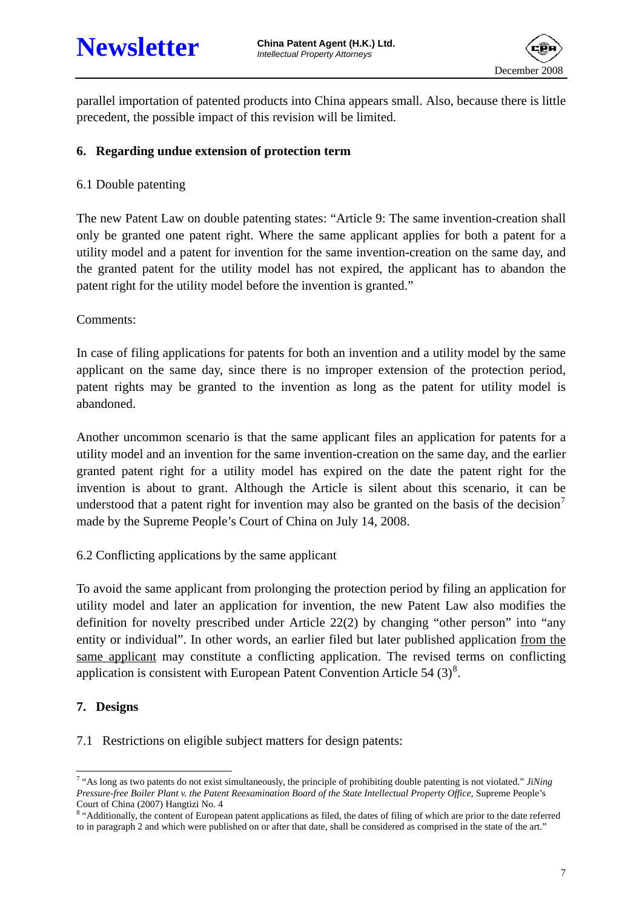parallel importation of patented products into China appears small. Also, because there is little precedent, the possible impact of this revision will be limited.

## 6. Regarding undue extension of protection term

### 6.1 Double patenting

The new Patent Law on double patenting states: "Article 9: The same invention-creation shall only be granted one patent right. Where the same applicant applies for both a patent for a utility model and a patent for invention for the same invention-creation on the same day, and the granted patent for the utility model has not expired, the applicant has to abandon the patent right for the utility model before the invention is granted."

Comments:

In case of filing applications for patents for both an invention and a utility model by the same applicant on the same day, since there is no improper extension of the protection period, patent rights may be granted to the invention as long as the patent for utility model is abandoned.

Another uncommon scenario is that the same applicant files an application for patents for a utility model and an invention for the same invention-creation on the same day, and the earlier granted patent right for a utility model has expired on the date the patent right for the invention is about to grant. Although the Article is silent about this scenario, it can be understood that a patent right for invention may also be granted on the basis of the decision[7] made by the Supreme People's Court of China on July 14, 2008.

### 6.2 Conflicting applications by the same applicant

To avoid the same applicant from prolonging the protection period by filing an application for utility model and later an application for invention, the new Patent Law also modifies the definition for novelty prescribed under Article 22(2) by changing "other person" into "any entity or individual". In other words, an earlier filed but later published application <u>from the same applicant</u> may constitute a conflicting application. The revised terms on conflicting application is consistent with European Patent Convention Article 54 (3)[8].

## 7. Designs

7.1 Restrictions on eligible subject matters for design patents:

---

[7] "As long as two patents do not exist simultaneously, the principle of prohibiting double patenting is not violated." *JiNing Pressure-free Boiler Plant v. the Patent Reexamination Board of the State Intellectual Property Office*, Supreme People's Court of China (2007) Hangtizi No. 4

[8] "Additionally, the content of European patent applications as filed, the dates of filing of which are prior to the date referred to in paragraph 2 and which were published on or after that date, shall be considered as comprised in the state of the art."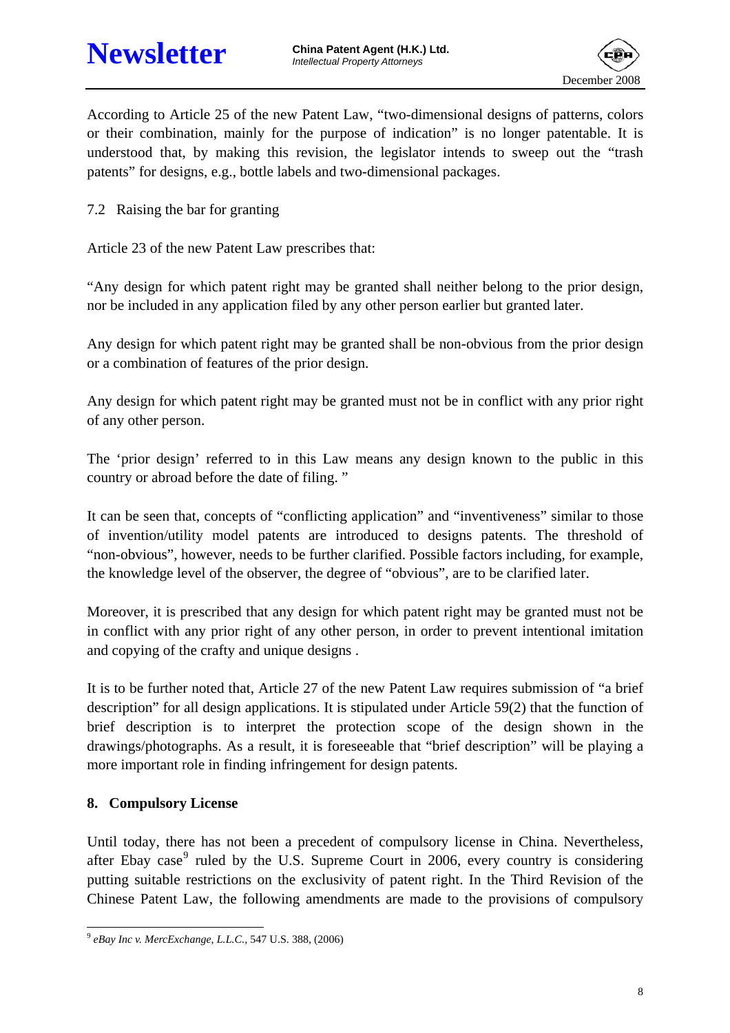According to Article 25 of the new Patent Law, "two-dimensional designs of patterns, colors or their combination, mainly for the purpose of indication" is no longer patentable. It is understood that, by making this revision, the legislator intends to sweep out the "trash patents" for designs, e.g., bottle labels and two-dimensional packages.

7.2 Raising the bar for granting

Article 23 of the new Patent Law prescribes that:

"Any design for which patent right may be granted shall neither belong to the prior design, nor be included in any application filed by any other person earlier but granted later.

Any design for which patent right may be granted shall be non-obvious from the prior design or a combination of features of the prior design.

Any design for which patent right may be granted must not be in conflict with any prior right of any other person.

The 'prior design' referred to in this Law means any design known to the public in this country or abroad before the date of filing. "

It can be seen that, concepts of "conflicting application" and "inventiveness" similar to those of invention/utility model patents are introduced to designs patents. The threshold of "non-obvious", however, needs to be further clarified. Possible factors including, for example, the knowledge level of the observer, the degree of "obvious", are to be clarified later.

Moreover, it is prescribed that any design for which patent right may be granted must not be in conflict with any prior right of any other person, in order to prevent intentional imitation and copying of the crafty and unique designs .

It is to be further noted that, Article 27 of the new Patent Law requires submission of "a brief description" for all design applications. It is stipulated under Article 59(2) that the function of brief description is to interpret the protection scope of the design shown in the drawings/photographs. As a result, it is foreseeable that "brief description" will be playing a more important role in finding infringement for design patents.

## 8. Compulsory License

Until today, there has not been a precedent of compulsory license in China. Nevertheless, after Ebay case[9] ruled by the U.S. Supreme Court in 2006, every country is considering putting suitable restrictions on the exclusivity of patent right. In the Third Revision of the Chinese Patent Law, the following amendments are made to the provisions of compulsory

[9] *eBay Inc v. MercExchange, L.L.C.*, 547 U.S. 388, (2006)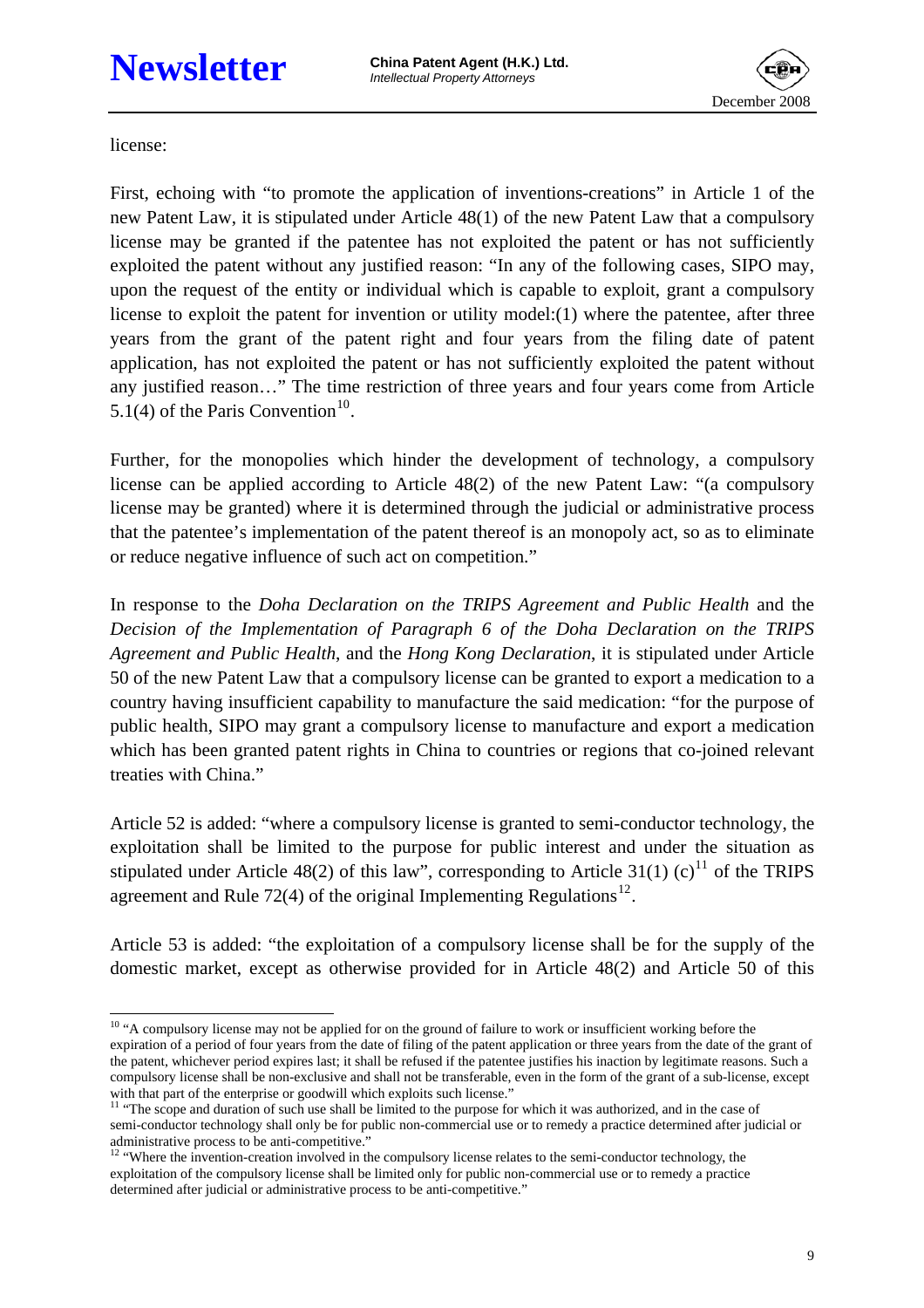license:

First, echoing with "to promote the application of inventions-creations" in Article 1 of the new Patent Law, it is stipulated under Article 48(1) of the new Patent Law that a compulsory license may be granted if the patentee has not exploited the patent or has not sufficiently exploited the patent without any justified reason: "In any of the following cases, SIPO may, upon the request of the entity or individual which is capable to exploit, grant a compulsory license to exploit the patent for invention or utility model:(1) where the patentee, after three years from the grant of the patent right and four years from the filing date of patent application, has not exploited the patent or has not sufficiently exploited the patent without any justified reason…" The time restriction of three years and four years come from Article 5.1(4) of the Paris Convention[10].

Further, for the monopolies which hinder the development of technology, a compulsory license can be applied according to Article 48(2) of the new Patent Law: "(a compulsory license may be granted) where it is determined through the judicial or administrative process that the patentee's implementation of the patent thereof is an monopoly act, so as to eliminate or reduce negative influence of such act on competition."

In response to the *Doha Declaration on the TRIPS Agreement and Public Health* and the *Decision of the Implementation of Paragraph 6 of the Doha Declaration on the TRIPS Agreement and Public Health*, and the *Hong Kong Declaration*, it is stipulated under Article 50 of the new Patent Law that a compulsory license can be granted to export a medication to a country having insufficient capability to manufacture the said medication: "for the purpose of public health, SIPO may grant a compulsory license to manufacture and export a medication which has been granted patent rights in China to countries or regions that co-joined relevant treaties with China."

Article 52 is added: "where a compulsory license is granted to semi-conductor technology, the exploitation shall be limited to the purpose for public interest and under the situation as stipulated under Article 48(2) of this law", corresponding to Article 31(1) (c)[11] of the TRIPS agreement and Rule 72(4) of the original Implementing Regulations[12].

Article 53 is added: "the exploitation of a compulsory license shall be for the supply of the domestic market, except as otherwise provided for in Article 48(2) and Article 50 of this

---

[10] "A compulsory license may not be applied for on the ground of failure to work or insufficient working before the expiration of a period of four years from the date of filing of the patent application or three years from the date of the grant of the patent, whichever period expires last; it shall be refused if the patentee justifies his inaction by legitimate reasons. Such a compulsory license shall be non-exclusive and shall not be transferable, even in the form of the grant of a sub-license, except with that part of the enterprise or goodwill which exploits such license."

[11] "The scope and duration of such use shall be limited to the purpose for which it was authorized, and in the case of semi-conductor technology shall only be for public non-commercial use or to remedy a practice determined after judicial or administrative process to be anti-competitive."

[12] "Where the invention-creation involved in the compulsory license relates to the semi-conductor technology, the exploitation of the compulsory license shall be limited only for public non-commercial use or to remedy a practice determined after judicial or administrative process to be anti-competitive."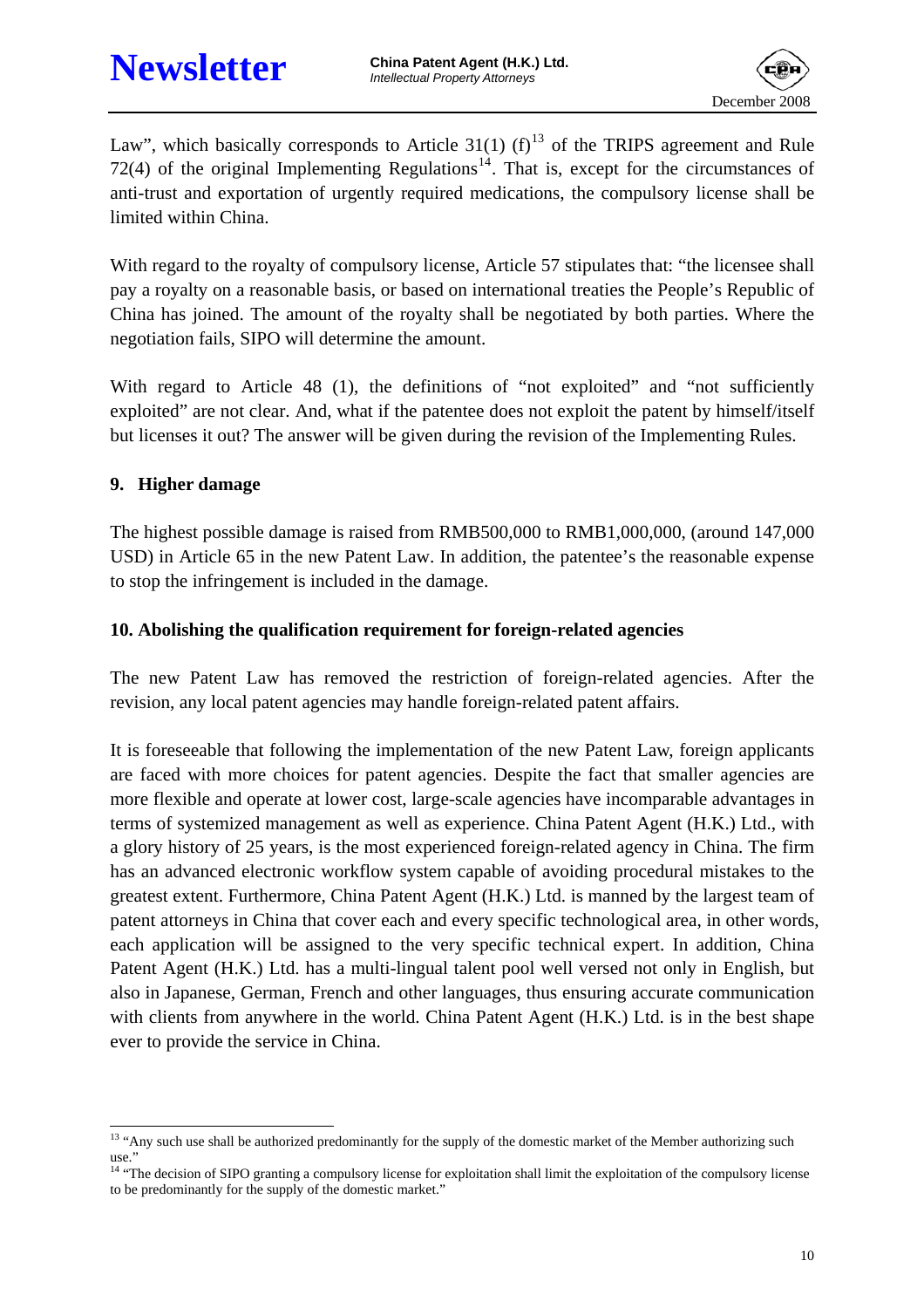Law", which basically corresponds to Article 31(1) (f)[13] of the TRIPS agreement and Rule 72(4) of the original Implementing Regulations[14]. That is, except for the circumstances of anti-trust and exportation of urgently required medications, the compulsory license shall be limited within China.

With regard to the royalty of compulsory license, Article 57 stipulates that: "the licensee shall pay a royalty on a reasonable basis, or based on international treaties the People's Republic of China has joined. The amount of the royalty shall be negotiated by both parties. Where the negotiation fails, SIPO will determine the amount.

With regard to Article 48 (1), the definitions of "not exploited" and "not sufficiently exploited" are not clear. And, what if the patentee does not exploit the patent by himself/itself but licenses it out? The answer will be given during the revision of the Implementing Rules.

## 9. Higher damage

The highest possible damage is raised from RMB500,000 to RMB1,000,000, (around 147,000 USD) in Article 65 in the new Patent Law. In addition, the patentee's the reasonable expense to stop the infringement is included in the damage.

## 10. Abolishing the qualification requirement for foreign-related agencies

The new Patent Law has removed the restriction of foreign-related agencies. After the revision, any local patent agencies may handle foreign-related patent affairs.

It is foreseeable that following the implementation of the new Patent Law, foreign applicants are faced with more choices for patent agencies. Despite the fact that smaller agencies are more flexible and operate at lower cost, large-scale agencies have incomparable advantages in terms of systemized management as well as experience. China Patent Agent (H.K.) Ltd., with a glory history of 25 years, is the most experienced foreign-related agency in China. The firm has an advanced electronic workflow system capable of avoiding procedural mistakes to the greatest extent. Furthermore, China Patent Agent (H.K.) Ltd. is manned by the largest team of patent attorneys in China that cover each and every specific technological area, in other words, each application will be assigned to the very specific technical expert. In addition, China Patent Agent (H.K.) Ltd. has a multi-lingual talent pool well versed not only in English, but also in Japanese, German, French and other languages, thus ensuring accurate communication with clients from anywhere in the world. China Patent Agent (H.K.) Ltd. is in the best shape ever to provide the service in China.

---

[13] "Any such use shall be authorized predominantly for the supply of the domestic market of the Member authorizing such use."

[14] "The decision of SIPO granting a compulsory license for exploitation shall limit the exploitation of the compulsory license to be predominantly for the supply of the domestic market."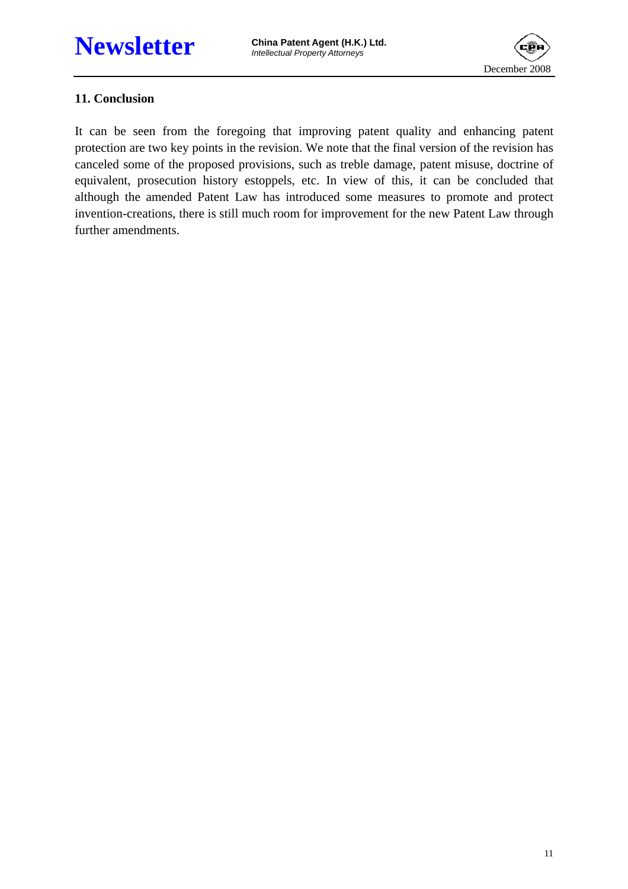## 11. Conclusion

It can be seen from the foregoing that improving patent quality and enhancing patent protection are two key points in the revision. We note that the final version of the revision has canceled some of the proposed provisions, such as treble damage, patent misuse, doctrine of equivalent, prosecution history estoppels, etc. In view of this, it can be concluded that although the amended Patent Law has introduced some measures to promote and protect invention-creations, there is still much room for improvement for the new Patent Law through further amendments.